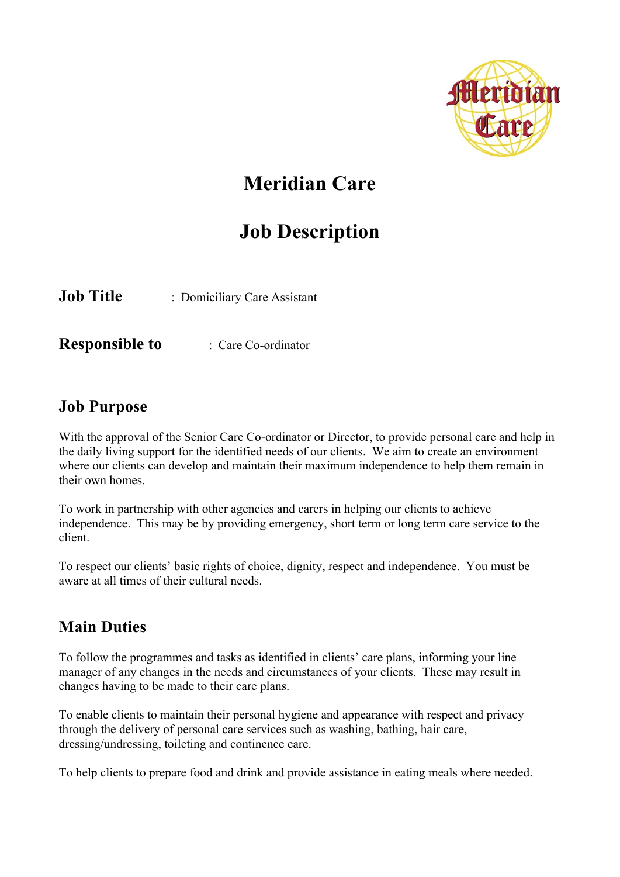# Meridian Care

# Job Description

**Job Title** : Domiciliary Care Assistant

**Responsible to** : Care Co-ordinator

## Job Purpose

With the approval of the Senior Care Co-ordinator or Director, to provide personal care and help in the daily living support for the identified needs of our clients. We aim to create an environment where our clients can develop and maintain their maximum independence to help them remain in their own homes.

To work in partnership with other agencies and carers in helping our clients to achieve independence. This may be by providing emergency, short term or long term care service to the client.

To respect our clients' basic rights of choice, dignity, respect and independence. You must be aware at all times of their cultural needs.

## Main Duties

To follow the programmes and tasks as identified in clients' care plans, informing your line manager of any changes in the needs and circumstances of your clients. These may result in changes having to be made to their care plans.

To enable clients to maintain their personal hygiene and appearance with respect and privacy through the delivery of personal care services such as washing, bathing, hair care, dressing/undressing, toileting and continence care.

To help clients to prepare food and drink and provide assistance in eating meals where needed.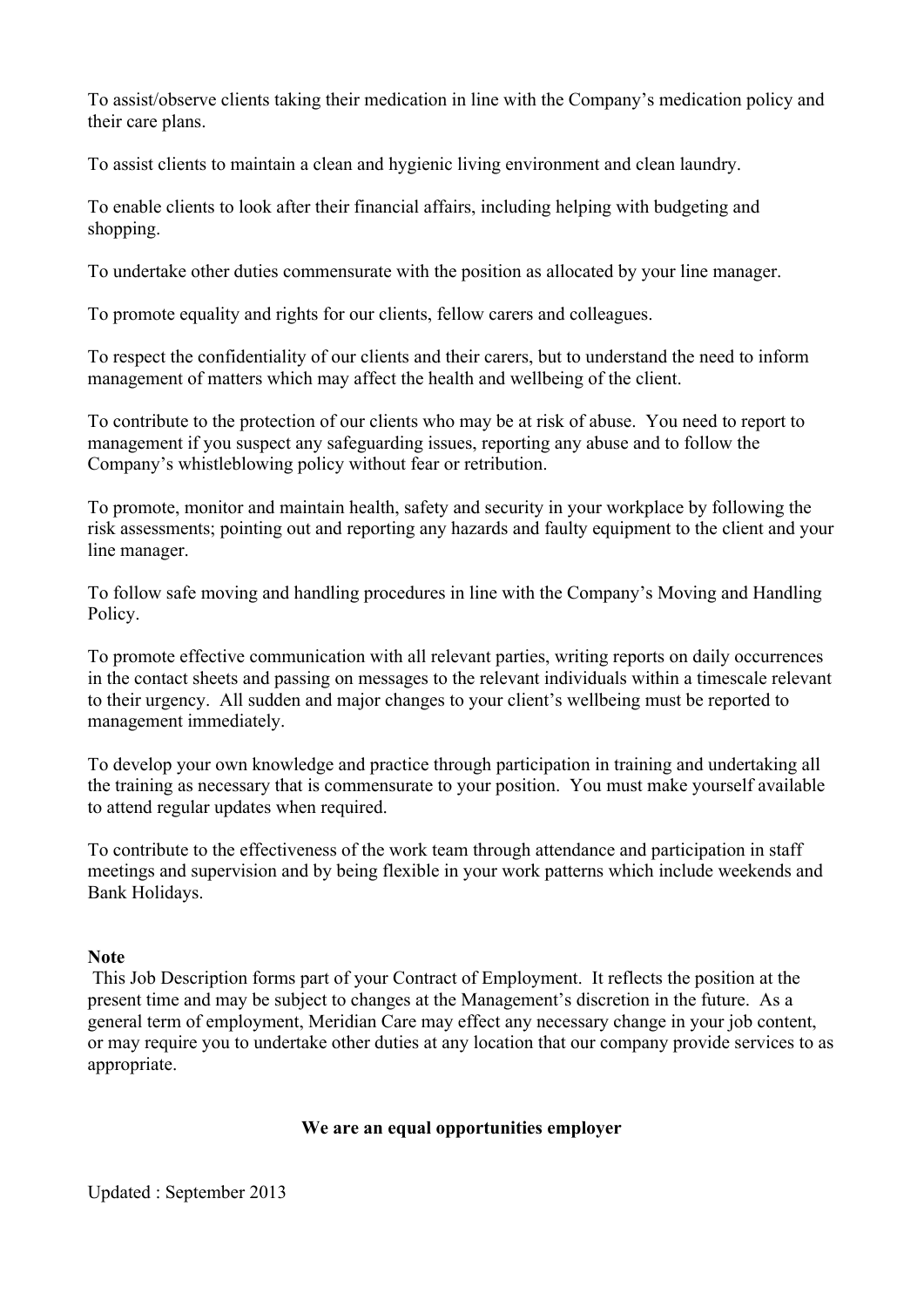To assist/observe clients taking their medication in line with the Company's medication policy and their care plans.

To assist clients to maintain a clean and hygienic living environment and clean laundry.

To enable clients to look after their financial affairs, including helping with budgeting and shopping.

To undertake other duties commensurate with the position as allocated by your line manager.

To promote equality and rights for our clients, fellow carers and colleagues.

To respect the confidentiality of our clients and their carers, but to understand the need to inform management of matters which may affect the health and wellbeing of the client.

To contribute to the protection of our clients who may be at risk of abuse. You need to report to management if you suspect any safeguarding issues, reporting any abuse and to follow the Company's whistleblowing policy without fear or retribution.

To promote, monitor and maintain health, safety and security in your workplace by following the risk assessments; pointing out and reporting any hazards and faulty equipment to the client and your line manager.

To follow safe moving and handling procedures in line with the Company's Moving and Handling Policy.

To promote effective communication with all relevant parties, writing reports on daily occurrences in the contact sheets and passing on messages to the relevant individuals within a timescale relevant to their urgency. All sudden and major changes to your client's wellbeing must be reported to management immediately.

To develop your own knowledge and practice through participation in training and undertaking all the training as necessary that is commensurate to your position. You must make yourself available to attend regular updates when required.

To contribute to the effectiveness of the work team through attendance and participation in staff meetings and supervision and by being flexible in your work patterns which include weekends and Bank Holidays.

**Note**

This Job Description forms part of your Contract of Employment. It reflects the position at the present time and may be subject to changes at the Management's discretion in the future. As a general term of employment, Meridian Care may effect any necessary change in your job content, or may require you to undertake other duties at any location that our company provide services to as appropriate.

**We are an equal opportunities employer**

Updated : September 2013